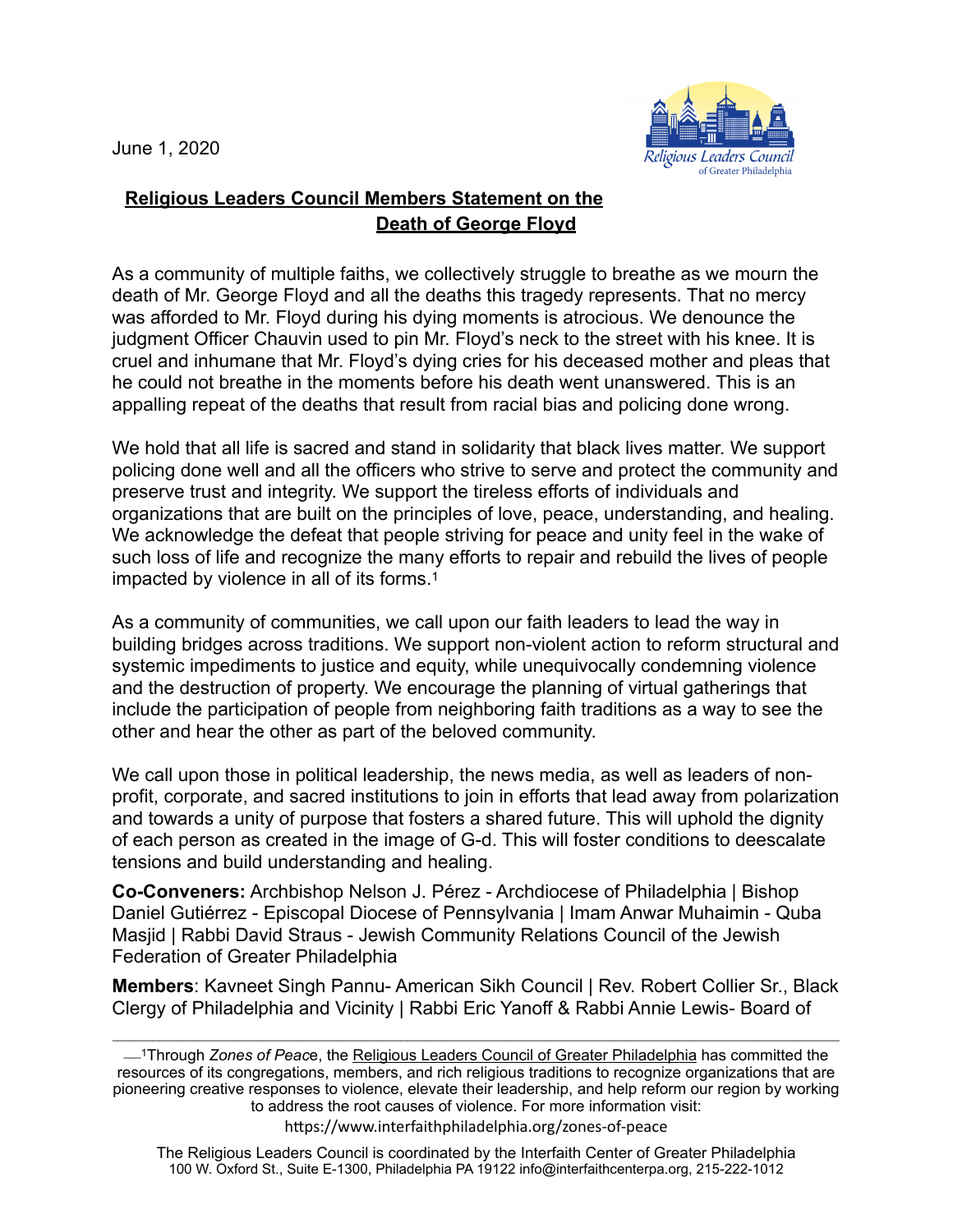June 1, 2020

## Religious Leaders Council Members Statement on the Death of George Floyd

As a community of multiple faiths, we collectively struggle to breathe as we mourn the death of Mr. George Floyd and all the deaths this tragedy represents. That no mercy was afforded to Mr. Floyd during his dying moments is atrocious. We denounce the judgment Officer Chauvin used to pin Mr. Floyd's neck to the street with his knee. It is cruel and inhumane that Mr. Floyd's dying cries for his deceased mother and pleas that he could not breathe in the moments before his death went unanswered. This is an appalling repeat of the deaths that result from racial bias and policing done wrong.

We hold that all life is sacred and stand in solidarity that black lives matter. We support policing done well and all the officers who strive to serve and protect the community and preserve trust and integrity. We support the tireless efforts of individuals and organizations that are built on the principles of love, peace, understanding, and healing. We acknowledge the defeat that people striving for peace and unity feel in the wake of such loss of life and recognize the many efforts to repair and rebuild the lives of people impacted by violence in all of its forms.[1]

As a community of communities, we call upon our faith leaders to lead the way in building bridges across traditions. We support non-violent action to reform structural and systemic impediments to justice and equity, while unequivocally condemning violence and the destruction of property. We encourage the planning of virtual gatherings that include the participation of people from neighboring faith traditions as a way to see the other and hear the other as part of the beloved community.

We call upon those in political leadership, the news media, as well as leaders of non-profit, corporate, and sacred institutions to join in efforts that lead away from polarization and towards a unity of purpose that fosters a shared future. This will uphold the dignity of each person as created in the image of G-d. This will foster conditions to deescalate tensions and build understanding and healing.

**Co-Conveners:** Archbishop Nelson J. Pérez - Archdiocese of Philadelphia | Bishop Daniel Gutiérrez - Episcopal Diocese of Pennsylvania | Imam Anwar Muhaimin - Quba Masjid | Rabbi David Straus - Jewish Community Relations Council of the Jewish Federation of Greater Philadelphia

**Members**: Kavneet Singh Pannu- American Sikh Council | Rev. Robert Collier Sr., Black Clergy of Philadelphia and Vicinity | Rabbi Eric Yanoff & Rabbi Annie Lewis- Board of

---

[1] Through *Zones of Peace*, the Religious Leaders Council of Greater Philadelphia has committed the resources of its congregations, members, and rich religious traditions to recognize organizations that are pioneering creative responses to violence, elevate their leadership, and help reform our region by working to address the root causes of violence. For more information visit: https://www.interfaithphiladelphia.org/zones-of-peace

The Religious Leaders Council is coordinated by the Interfaith Center of Greater Philadelphia
100 W. Oxford St., Suite E-1300, Philadelphia PA 19122 info@interfaithcenterpa.org, 215-222-1012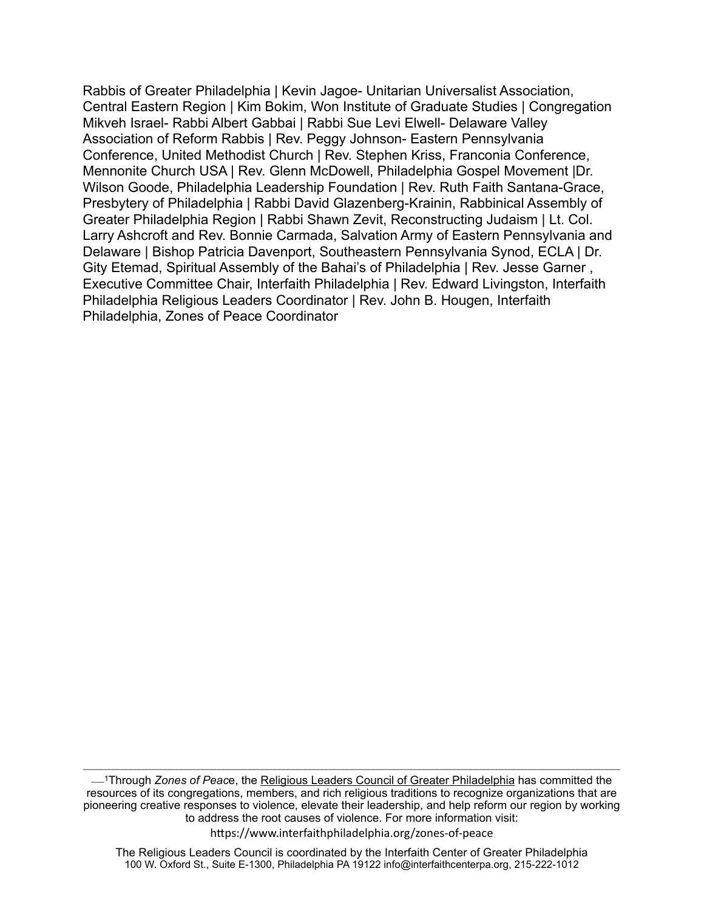Rabbis of Greater Philadelphia | Kevin Jagoe- Unitarian Universalist Association, Central Eastern Region | Kim Bokim, Won Institute of Graduate Studies | Congregation Mikveh Israel- Rabbi Albert Gabbai | Rabbi Sue Levi Elwell- Delaware Valley Association of Reform Rabbis | Rev. Peggy Johnson- Eastern Pennsylvania Conference, United Methodist Church | Rev. Stephen Kriss, Franconia Conference, Mennonite Church USA | Rev. Glenn McDowell, Philadelphia Gospel Movement |Dr. Wilson Goode, Philadelphia Leadership Foundation | Rev. Ruth Faith Santana-Grace, Presbytery of Philadelphia | Rabbi David Glazenberg-Krainin, Rabbinical Assembly of Greater Philadelphia Region | Rabbi Shawn Zevit, Reconstructing Judaism | Lt. Col. Larry Ashcroft and Rev. Bonnie Carmada, Salvation Army of Eastern Pennsylvania and Delaware | Bishop Patricia Davenport, Southeastern Pennsylvania Synod, ECLA | Dr. Gity Etemad, Spiritual Assembly of the Bahai's of Philadelphia | Rev. Jesse Garner , Executive Committee Chair, Interfaith Philadelphia | Rev. Edward Livingston, Interfaith Philadelphia Religious Leaders Coordinator | Rev. John B. Hougen, Interfaith Philadelphia, Zones of Peace Coordinator

---

[1]Through *Zones of Peac*e, the Religious Leaders Council of Greater Philadelphia has committed the resources of its congregations, members, and rich religious traditions to recognize organizations that are pioneering creative responses to violence, elevate their leadership, and help reform our region by working to address the root causes of violence. For more information visit: https://www.interfaithphiladelphia.org/zones-of-peace

The Religious Leaders Council is coordinated by the Interfaith Center of Greater Philadelphia
100 W. Oxford St., Suite E-1300, Philadelphia PA 19122 info@interfaithcenterpa.org, 215-222-1012